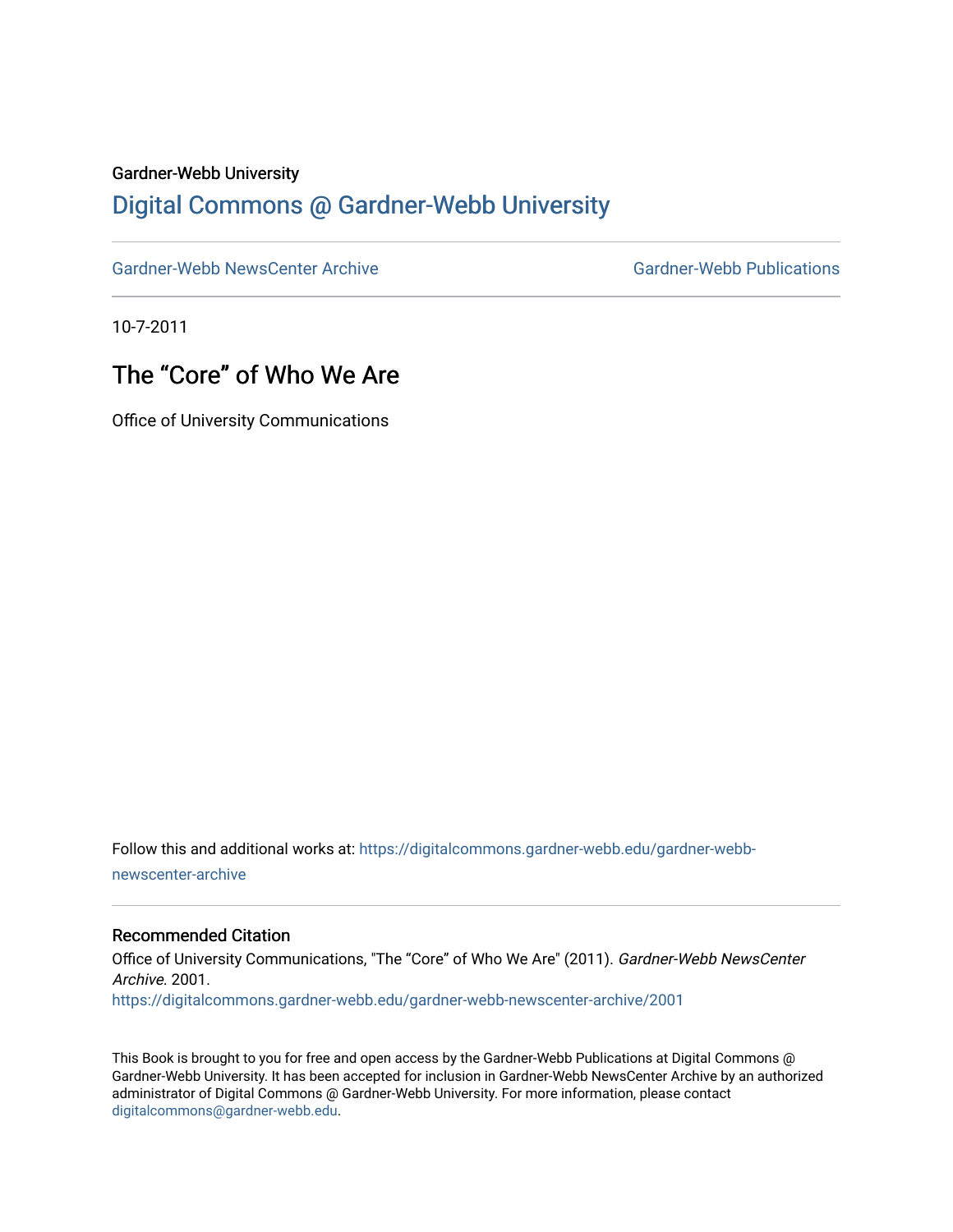Gardner-Webb University

## Digital Commons @ Gardner-Webb University

Gardner-Webb NewsCenter Archive | Gardner-Webb Publications

10-7-2011

# The “Core” of Who We Are

Office of University Communications

Follow this and additional works at: https://digitalcommons.gardner-webb.edu/gardner-webb-newscenter-archive

### Recommended Citation

Office of University Communications, "The “Core” of Who We Are" (2011). *Gardner-Webb NewsCenter Archive*. 2001.
https://digitalcommons.gardner-webb.edu/gardner-webb-newscenter-archive/2001

This Book is brought to you for free and open access by the Gardner-Webb Publications at Digital Commons @ Gardner-Webb University. It has been accepted for inclusion in Gardner-Webb NewsCenter Archive by an authorized administrator of Digital Commons @ Gardner-Webb University. For more information, please contact digitalcommons@gardner-webb.edu.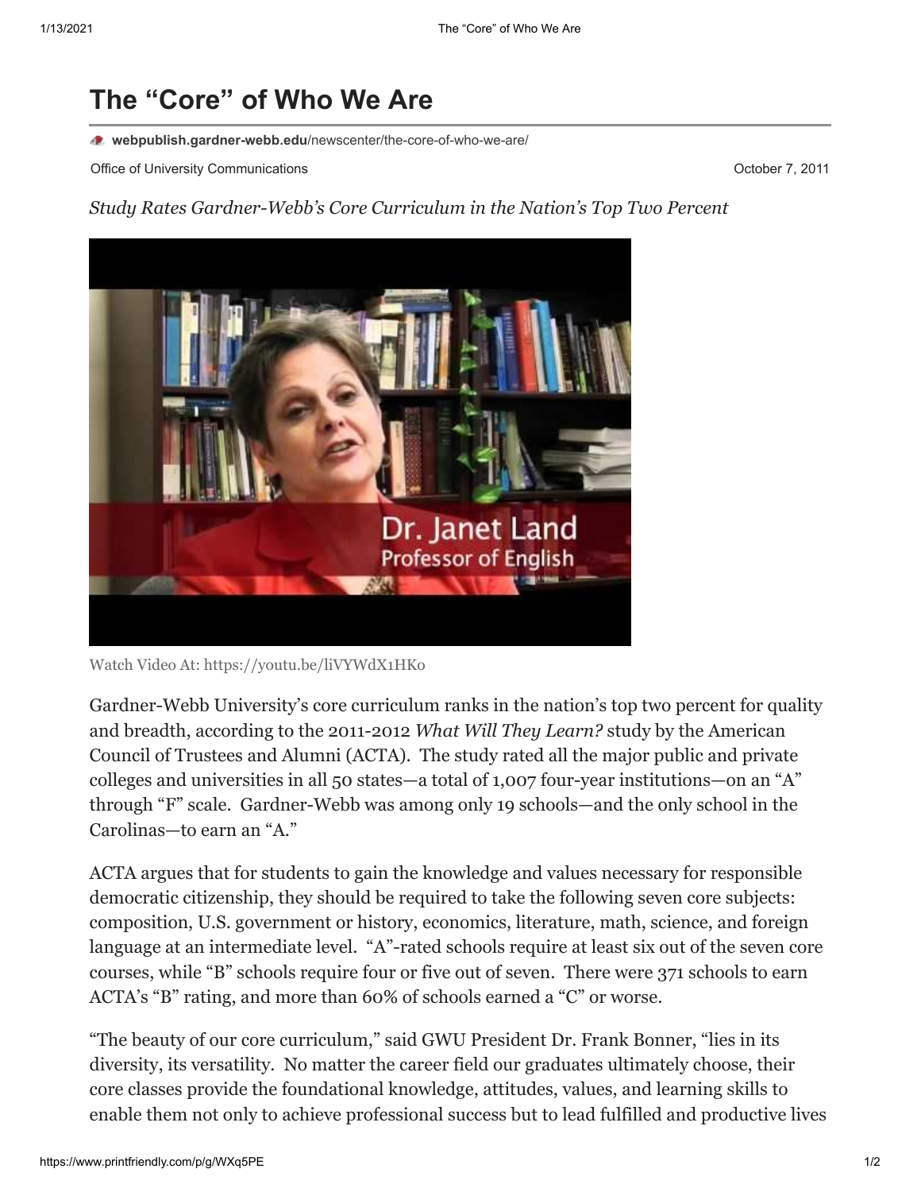# The "Core" of Who We Are

**webpublish.gardner-webb.edu**/newscenter/the-core-of-who-we-are/

Office of University Communications October 7, 2011

*Study Rates Gardner-Webb's Core Curriculum in the Nation's Top Two Percent*

Watch Video At: https://youtu.be/liVYWdX1HKo

Gardner-Webb University's core curriculum ranks in the nation's top two percent for quality and breadth, according to the 2011-2012 *What Will They Learn?* study by the American Council of Trustees and Alumni (ACTA). The study rated all the major public and private colleges and universities in all 50 states—a total of 1,007 four-year institutions—on an "A" through "F" scale. Gardner-Webb was among only 19 schools—and the only school in the Carolinas—to earn an "A."

ACTA argues that for students to gain the knowledge and values necessary for responsible democratic citizenship, they should be required to take the following seven core subjects: composition, U.S. government or history, economics, literature, math, science, and foreign language at an intermediate level. "A"-rated schools require at least six out of the seven core courses, while "B" schools require four or five out of seven. There were 371 schools to earn ACTA's "B" rating, and more than 60% of schools earned a "C" or worse.

"The beauty of our core curriculum," said GWU President Dr. Frank Bonner, "lies in its diversity, its versatility. No matter the career field our graduates ultimately choose, their core classes provide the foundational knowledge, attitudes, values, and learning skills to enable them not only to achieve professional success but to lead fulfilled and productive lives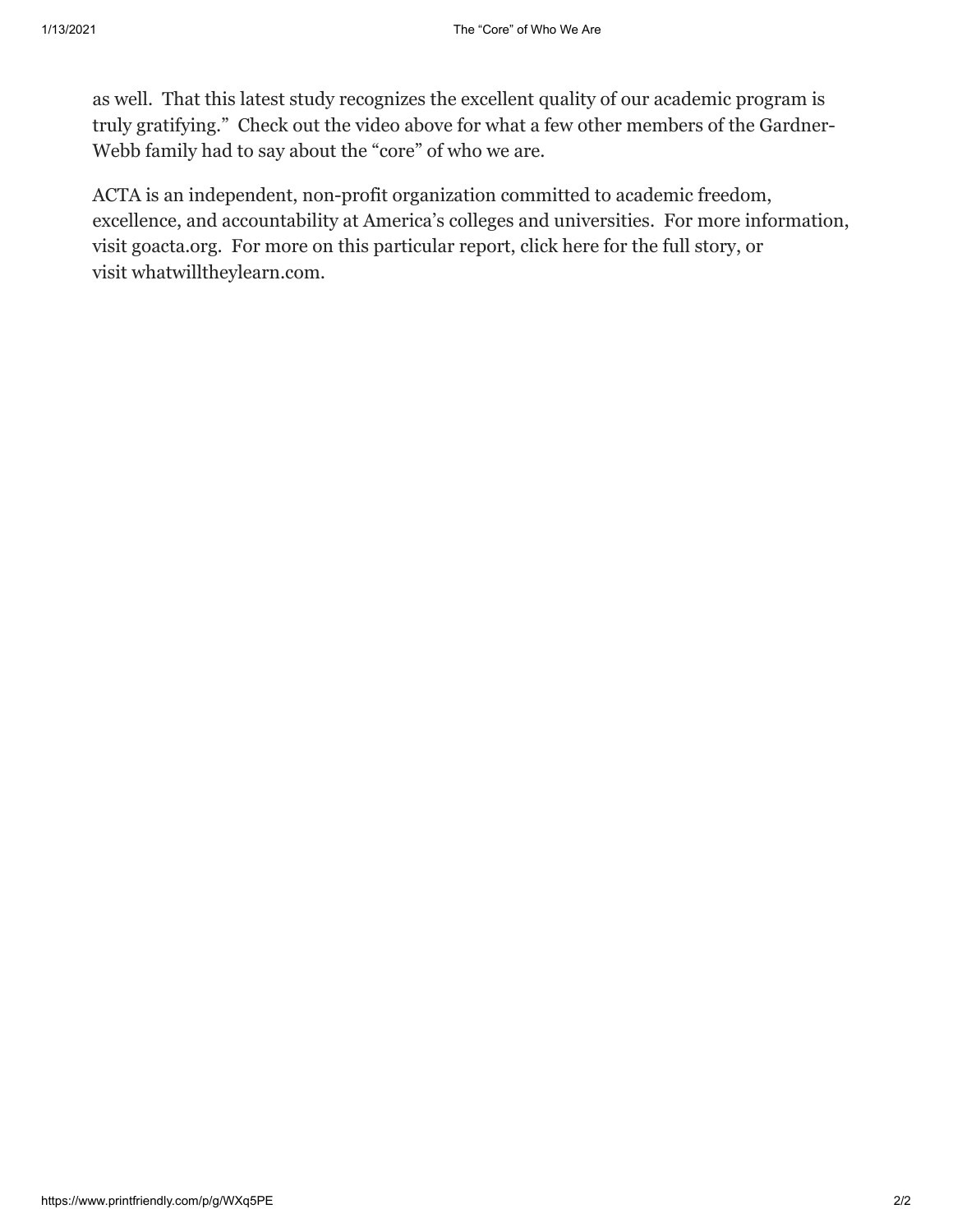as well. That this latest study recognizes the excellent quality of our academic program is truly gratifying." Check out the video above for what a few other members of the Gardner-Webb family had to say about the "core" of who we are.

ACTA is an independent, non-profit organization committed to academic freedom, excellence, and accountability at America's colleges and universities. For more information, visit goacta.org. For more on this particular report, click here for the full story, or visit whatwilltheylearn.com.